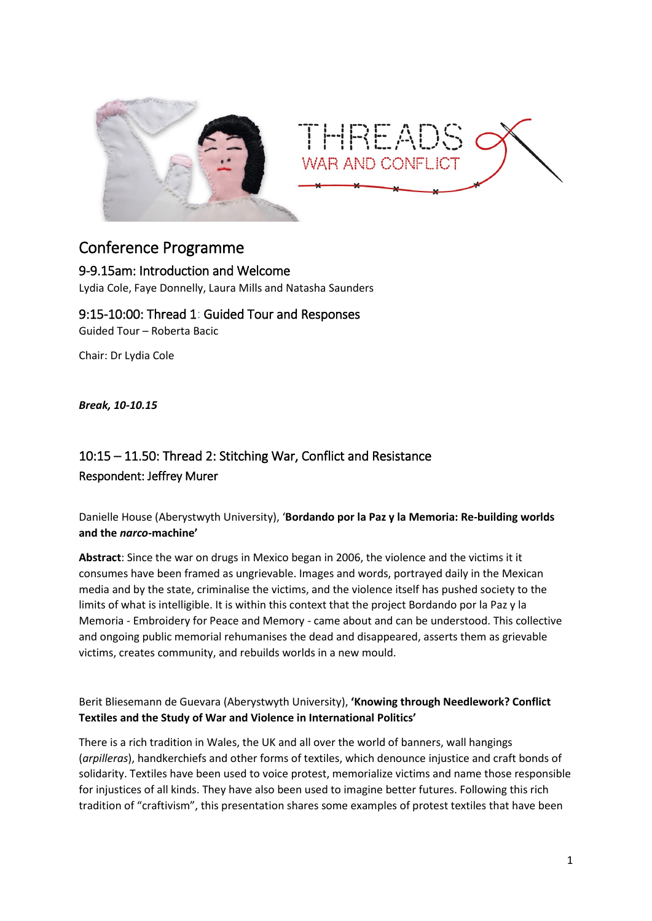THREADS
WAR AND CONFLICT

# Conference Programme

## 9-9.15am: Introduction and Welcome

Lydia Cole, Faye Donnelly, Laura Mills and Natasha Saunders

## 9:15-10:00: Thread 1: Guided Tour and Responses

Guided Tour – Roberta Bacic

Chair: Dr Lydia Cole

***Break, 10-10.15***

## 10:15 – 11.50: Thread 2: Stitching War, Conflict and Resistance

Respondent: Jeffrey Murer

Danielle House (Aberystwyth University), '**Bordando por la Paz y la Memoria: Re-building worlds and the *narco*-machine'**

**Abstract**: Since the war on drugs in Mexico began in 2006, the violence and the victims it it consumes have been framed as ungrievable. Images and words, portrayed daily in the Mexican media and by the state, criminalise the victims, and the violence itself has pushed society to the limits of what is intelligible. It is within this context that the project Bordando por la Paz y la Memoria - Embroidery for Peace and Memory - came about and can be understood. This collective and ongoing public memorial rehumanises the dead and disappeared, asserts them as grievable victims, creates community, and rebuilds worlds in a new mould.

Berit Bliesemann de Guevara (Aberystwyth University), **'Knowing through Needlework? Conflict Textiles and the Study of War and Violence in International Politics'**

There is a rich tradition in Wales, the UK and all over the world of banners, wall hangings (*arpilleras*), handkerchiefs and other forms of textiles, which denounce injustice and craft bonds of solidarity. Textiles have been used to voice protest, memorialize victims and name those responsible for injustices of all kinds. They have also been used to imagine better futures. Following this rich tradition of "craftivism", this presentation shares some examples of protest textiles that have been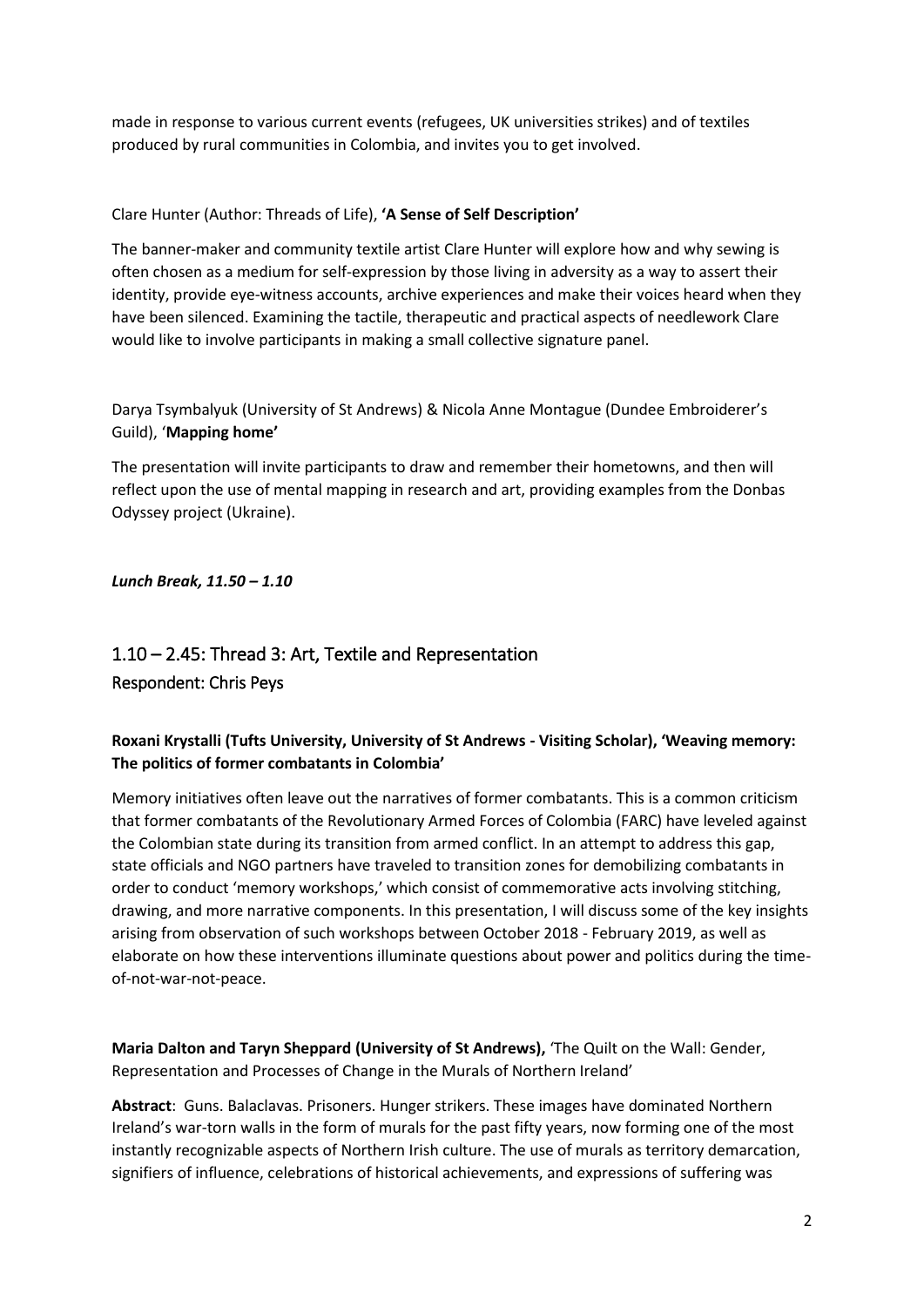made in response to various current events (refugees, UK universities strikes) and of textiles produced by rural communities in Colombia, and invites you to get involved.

Clare Hunter (Author: Threads of Life), **'A Sense of Self Description'**

The banner-maker and community textile artist Clare Hunter will explore how and why sewing is often chosen as a medium for self-expression by those living in adversity as a way to assert their identity, provide eye-witness accounts, archive experiences and make their voices heard when they have been silenced. Examining the tactile, therapeutic and practical aspects of needlework Clare would like to involve participants in making a small collective signature panel.

Darya Tsymbalyuk (University of St Andrews) & Nicola Anne Montague (Dundee Embroiderer's Guild), '**Mapping home'**

The presentation will invite participants to draw and remember their hometowns, and then will reflect upon the use of mental mapping in research and art, providing examples from the Donbas Odyssey project (Ukraine).

***Lunch Break, 11.50 – 1.10***

## 1.10 – 2.45: Thread 3: Art, Textile and Representation

### Respondent: Chris Peys

**Roxani Krystalli (Tufts University, University of St Andrews - Visiting Scholar), 'Weaving memory: The politics of former combatants in Colombia'**

Memory initiatives often leave out the narratives of former combatants. This is a common criticism that former combatants of the Revolutionary Armed Forces of Colombia (FARC) have leveled against the Colombian state during its transition from armed conflict. In an attempt to address this gap, state officials and NGO partners have traveled to transition zones for demobilizing combatants in order to conduct 'memory workshops,' which consist of commemorative acts involving stitching, drawing, and more narrative components. In this presentation, I will discuss some of the key insights arising from observation of such workshops between October 2018 - February 2019, as well as elaborate on how these interventions illuminate questions about power and politics during the time-of-not-war-not-peace.

**Maria Dalton and Taryn Sheppard (University of St Andrews),** 'The Quilt on the Wall: Gender, Representation and Processes of Change in the Murals of Northern Ireland'

**Abstract**: Guns. Balaclavas. Prisoners. Hunger strikers. These images have dominated Northern Ireland's war-torn walls in the form of murals for the past fifty years, now forming one of the most instantly recognizable aspects of Northern Irish culture. The use of murals as territory demarcation, signifiers of influence, celebrations of historical achievements, and expressions of suffering was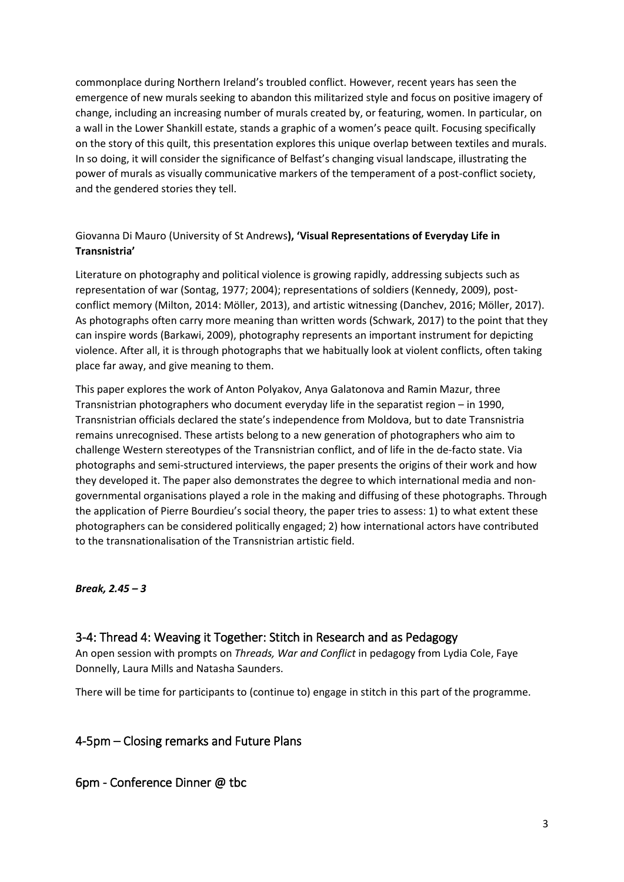commonplace during Northern Ireland's troubled conflict. However, recent years has seen the emergence of new murals seeking to abandon this militarized style and focus on positive imagery of change, including an increasing number of murals created by, or featuring, women. In particular, on a wall in the Lower Shankill estate, stands a graphic of a women's peace quilt. Focusing specifically on the story of this quilt, this presentation explores this unique overlap between textiles and murals. In so doing, it will consider the significance of Belfast's changing visual landscape, illustrating the power of murals as visually communicative markers of the temperament of a post-conflict society, and the gendered stories they tell.

Giovanna Di Mauro (University of St Andrews**), 'Visual Representations of Everyday Life in Transnistria'**

Literature on photography and political violence is growing rapidly, addressing subjects such as representation of war (Sontag, 1977; 2004); representations of soldiers (Kennedy, 2009), post-conflict memory (Milton, 2014: Möller, 2013), and artistic witnessing (Danchev, 2016; Möller, 2017). As photographs often carry more meaning than written words (Schwark, 2017) to the point that they can inspire words (Barkawi, 2009), photography represents an important instrument for depicting violence. After all, it is through photographs that we habitually look at violent conflicts, often taking place far away, and give meaning to them.

This paper explores the work of Anton Polyakov, Anya Galatonova and Ramin Mazur, three Transnistrian photographers who document everyday life in the separatist region – in 1990, Transnistrian officials declared the state's independence from Moldova, but to date Transnistria remains unrecognised. These artists belong to a new generation of photographers who aim to challenge Western stereotypes of the Transnistrian conflict, and of life in the de-facto state. Via photographs and semi-structured interviews, the paper presents the origins of their work and how they developed it. The paper also demonstrates the degree to which international media and non-governmental organisations played a role in the making and diffusing of these photographs. Through the application of Pierre Bourdieu's social theory, the paper tries to assess: 1) to what extent these photographers can be considered politically engaged; 2) how international actors have contributed to the transnationalisation of the Transnistrian artistic field.

***Break, 2.45 – 3***

## 3-4: Thread 4: Weaving it Together: Stitch in Research and as Pedagogy

An open session with prompts on *Threads, War and Conflict* in pedagogy from Lydia Cole, Faye Donnelly, Laura Mills and Natasha Saunders.

There will be time for participants to (continue to) engage in stitch in this part of the programme.

## 4-5pm – Closing remarks and Future Plans

## 6pm - Conference Dinner @ tbc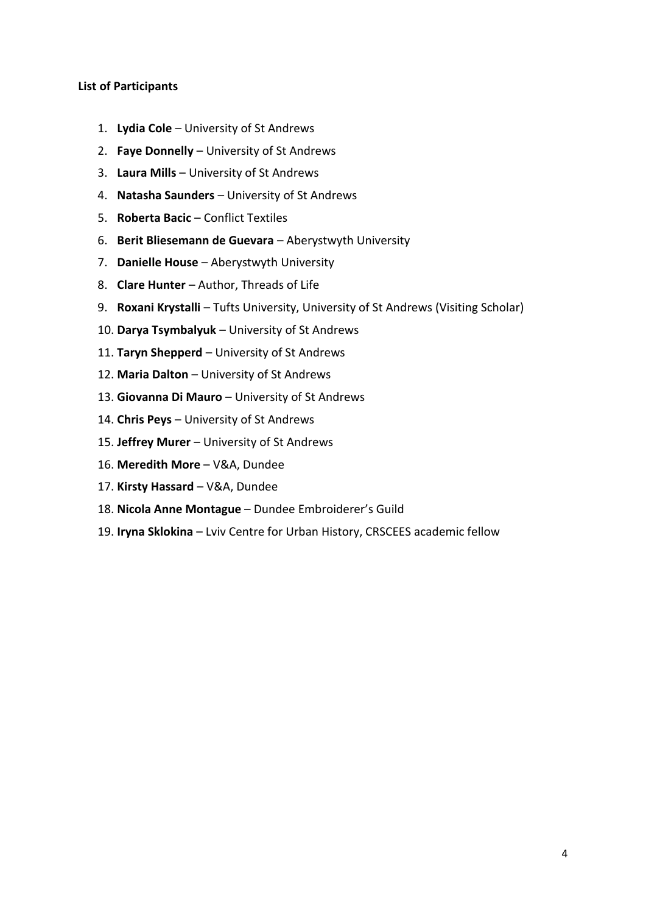**List of Participants**

1. **Lydia Cole** – University of St Andrews
2. **Faye Donnelly** – University of St Andrews
3. **Laura Mills** – University of St Andrews
4. **Natasha Saunders** – University of St Andrews
5. **Roberta Bacic** – Conflict Textiles
6. **Berit Bliesemann de Guevara** – Aberystwyth University
7. **Danielle House** – Aberystwyth University
8. **Clare Hunter** – Author, Threads of Life
9. **Roxani Krystalli** – Tufts University, University of St Andrews (Visiting Scholar)
10. **Darya Tsymbalyuk** – University of St Andrews
11. **Taryn Shepperd** – University of St Andrews
12. **Maria Dalton** – University of St Andrews
13. **Giovanna Di Mauro** – University of St Andrews
14. **Chris Peys** – University of St Andrews
15. **Jeffrey Murer** – University of St Andrews
16. **Meredith More** – V&A, Dundee
17. **Kirsty Hassard** – V&A, Dundee
18. **Nicola Anne Montague** – Dundee Embroiderer's Guild
19. **Iryna Sklokina** – Lviv Centre for Urban History, CRSCEES academic fellow